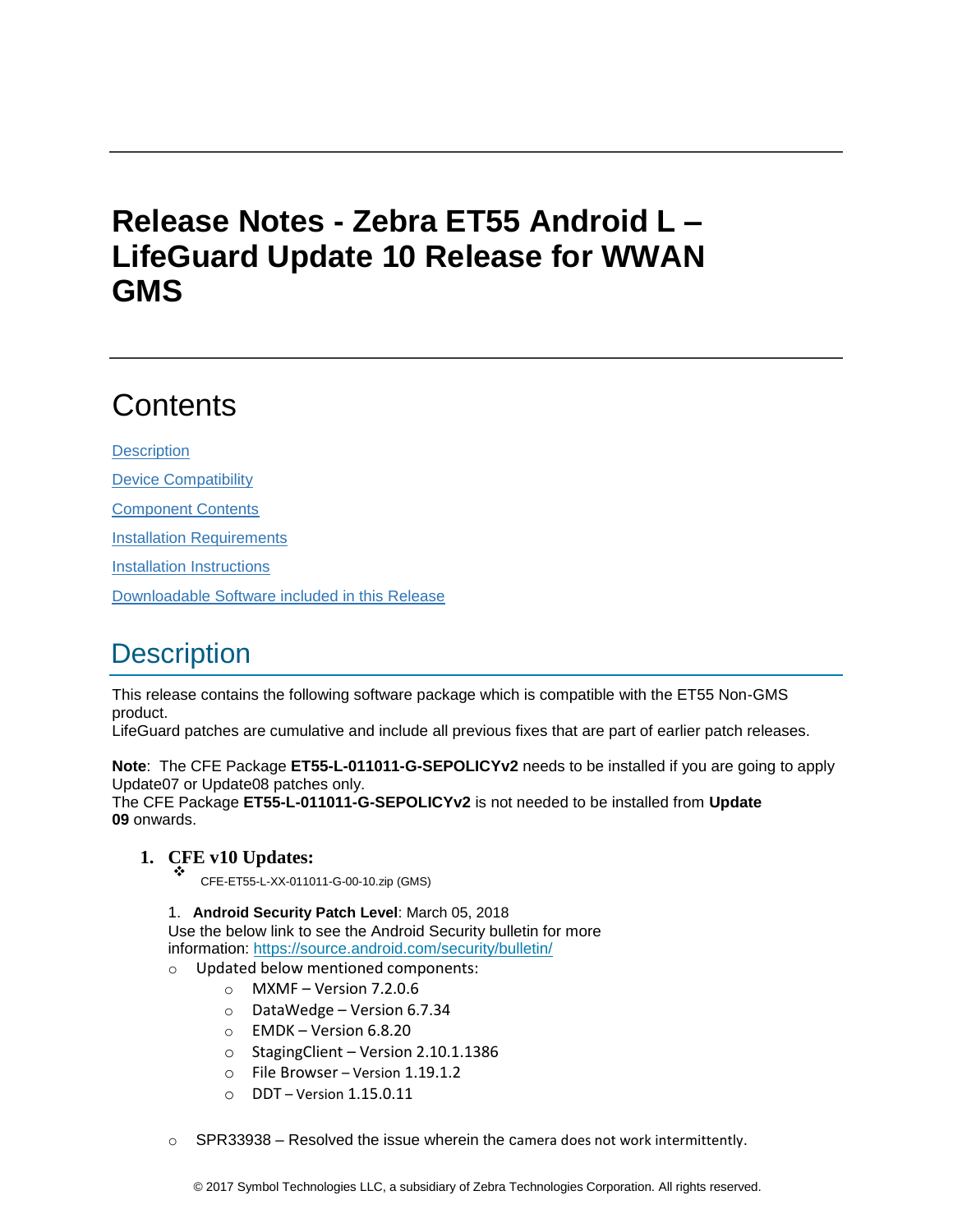# Release Notes - Zebra ET55 Android L – LifeGuard Update 10 Release for WWAN GMS

## Contents

[Description](#description)

[Device Compatibility](#device-compatibility)

[Component Contents](#component-contents)

[Installation Requirements](#installation-requirements)

[Installation Instructions](#installation-instructions)

[Downloadable Software included in this Release](#downloadable-software-included-in-this-release)

## Description

This release contains the following software package which is compatible with the ET55 Non-GMS product.
LifeGuard patches are cumulative and include all previous fixes that are part of earlier patch releases.

**Note**: The CFE Package **ET55-L-011011-G-SEPOLICYv2** needs to be installed if you are going to apply Update07 or Update08 patches only.
The CFE Package **ET55-L-011011-G-SEPOLICYv2** is not needed to be installed from **Update 09** onwards.

1. **CFE v10 Updates:**
   - CFE-ET55-L-XX-011011-G-00-10.zip (GMS)

   1. **Android Security Patch Level**: March 05, 2018
      Use the below link to see the Android Security bulletin for more information: https://source.android.com/security/bulletin/

   - Updated below mentioned components:
     - MXMF – Version 7.2.0.6
     - DataWedge – Version 6.7.34
     - EMDK – Version 6.8.20
     - StagingClient – Version 2.10.1.1386
     - File Browser – Version 1.19.1.2
     - DDT – Version 1.15.0.11

   - SPR33938 – Resolved the issue wherein the camera does not work intermittently.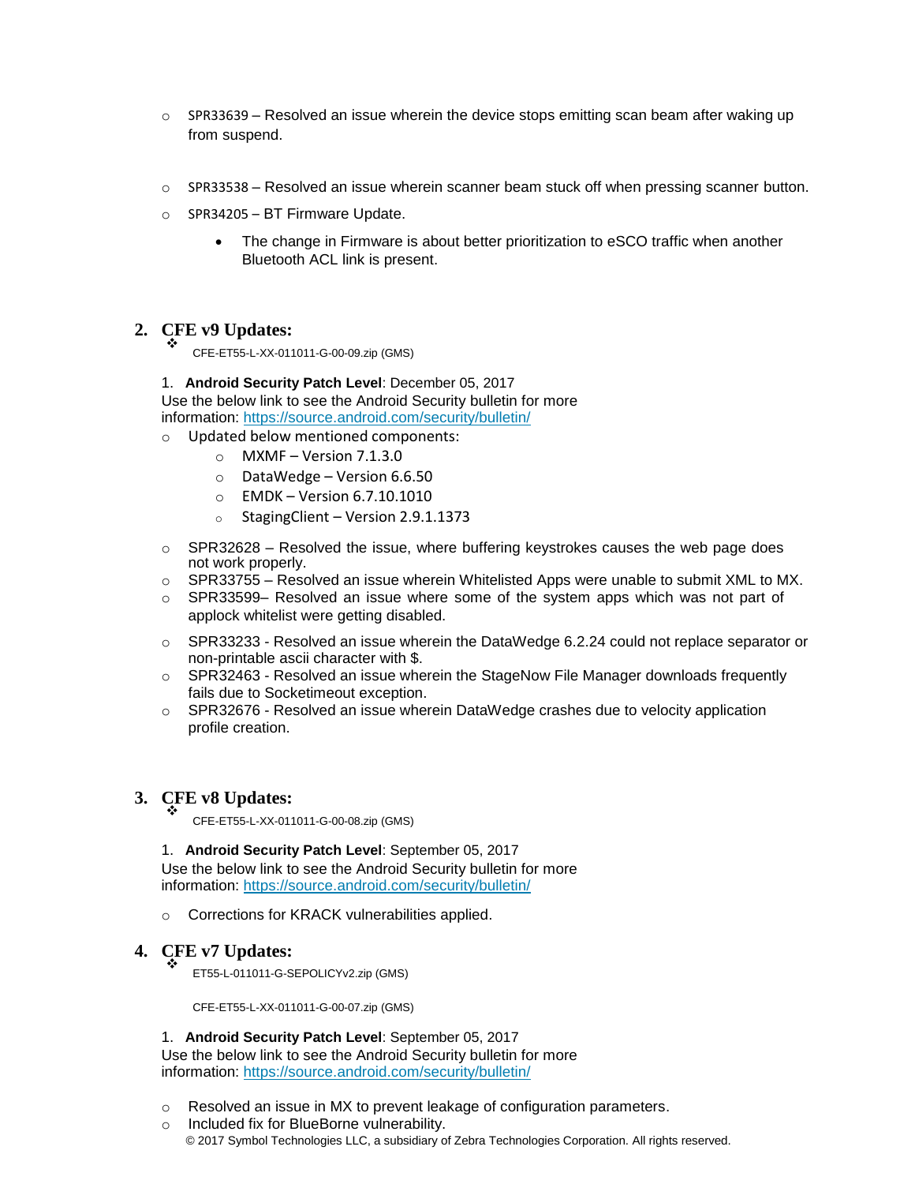- SPR33639 – Resolved an issue wherein the device stops emitting scan beam after waking up from suspend.

- SPR33538 – Resolved an issue wherein scanner beam stuck off when pressing scanner button.
- SPR34205 – BT Firmware Update.
  - The change in Firmware is about better prioritization to eSCO traffic when another Bluetooth ACL link is present.

## 2. CFE v9 Updates:

- CFE-ET55-L-XX-011011-G-00-09.zip (GMS)

1. **Android Security Patch Level**: December 05, 2017

Use the below link to see the Android Security bulletin for more information: https://source.android.com/security/bulletin/

- Updated below mentioned components:
  - MXMF – Version 7.1.3.0
  - DataWedge – Version 6.6.50
  - EMDK – Version 6.7.10.1010
  - StagingClient – Version 2.9.1.1373

- SPR32628 – Resolved the issue, where buffering keystrokes causes the web page does not work properly.
- SPR33755 – Resolved an issue wherein Whitelisted Apps were unable to submit XML to MX.
- SPR33599– Resolved an issue where some of the system apps which was not part of applock whitelist were getting disabled.
- SPR33233 - Resolved an issue wherein the DataWedge 6.2.24 could not replace separator or non-printable ascii character with $.
- SPR32463 - Resolved an issue wherein the StageNow File Manager downloads frequently fails due to Socketimeout exception.
- SPR32676 - Resolved an issue wherein DataWedge crashes due to velocity application profile creation.

## 3. CFE v8 Updates:

- CFE-ET55-L-XX-011011-G-00-08.zip (GMS)

1. **Android Security Patch Level**: September 05, 2017

Use the below link to see the Android Security bulletin for more information: https://source.android.com/security/bulletin/

- Corrections for KRACK vulnerabilities applied.

## 4. CFE v7 Updates:

- ET55-L-011011-G-SEPOLICYv2.zip (GMS)

  CFE-ET55-L-XX-011011-G-00-07.zip (GMS)

1. **Android Security Patch Level**: September 05, 2017

Use the below link to see the Android Security bulletin for more information: https://source.android.com/security/bulletin/

- Resolved an issue in MX to prevent leakage of configuration parameters.
- Included fix for BlueBorne vulnerability.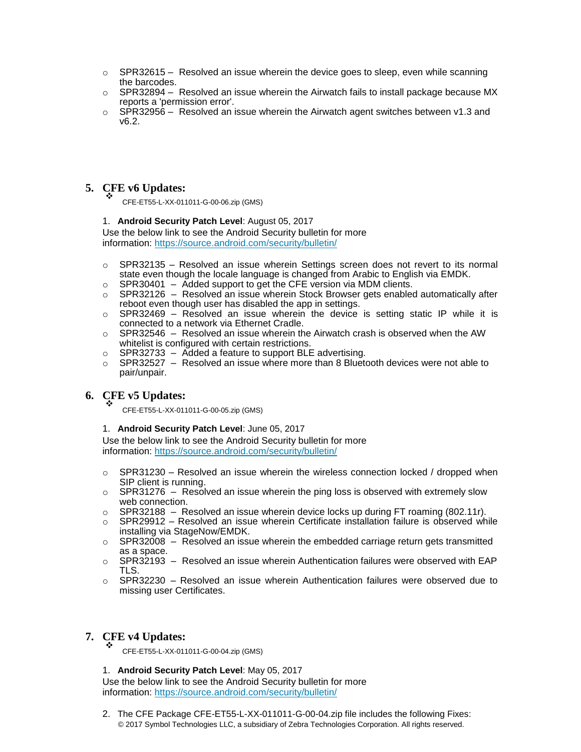- SPR32615 – Resolved an issue wherein the device goes to sleep, even while scanning the barcodes.
- SPR32894 – Resolved an issue wherein the Airwatch fails to install package because MX reports a 'permission error'.
- SPR32956 – Resolved an issue wherein the Airwatch agent switches between v1.3 and v6.2.

## 5. CFE v6 Updates:

- CFE-ET55-L-XX-011011-G-00-06.zip (GMS)

1. **Android Security Patch Level**: August 05, 2017

Use the below link to see the Android Security bulletin for more information: https://source.android.com/security/bulletin/

- SPR32135 – Resolved an issue wherein Settings screen does not revert to its normal state even though the locale language is changed from Arabic to English via EMDK.
- SPR30401 – Added support to get the CFE version via MDM clients.
- SPR32126 – Resolved an issue wherein Stock Browser gets enabled automatically after reboot even though user has disabled the app in settings.
- SPR32469 – Resolved an issue wherein the device is setting static IP while it is connected to a network via Ethernet Cradle.
- SPR32546 – Resolved an issue wherein the Airwatch crash is observed when the AW whitelist is configured with certain restrictions.
- SPR32733 – Added a feature to support BLE advertising.
- SPR32527 – Resolved an issue where more than 8 Bluetooth devices were not able to pair/unpair.

## 6. CFE v5 Updates:

- CFE-ET55-L-XX-011011-G-00-05.zip (GMS)

1. **Android Security Patch Level**: June 05, 2017

Use the below link to see the Android Security bulletin for more information: https://source.android.com/security/bulletin/

- SPR31230 – Resolved an issue wherein the wireless connection locked / dropped when SIP client is running.
- SPR31276 – Resolved an issue wherein the ping loss is observed with extremely slow web connection.
- SPR32188 – Resolved an issue wherein device locks up during FT roaming (802.11r).
- SPR29912 – Resolved an issue wherein Certificate installation failure is observed while installing via StageNow/EMDK.
- SPR32008 – Resolved an issue wherein the embedded carriage return gets transmitted as a space.
- SPR32193 – Resolved an issue wherein Authentication failures were observed with EAP TLS.
- SPR32230 – Resolved an issue wherein Authentication failures were observed due to missing user Certificates.

## 7. CFE v4 Updates:

- CFE-ET55-L-XX-011011-G-00-04.zip (GMS)

1. **Android Security Patch Level**: May 05, 2017

Use the below link to see the Android Security bulletin for more information: https://source.android.com/security/bulletin/

2. The CFE Package CFE-ET55-L-XX-011011-G-00-04.zip file includes the following Fixes: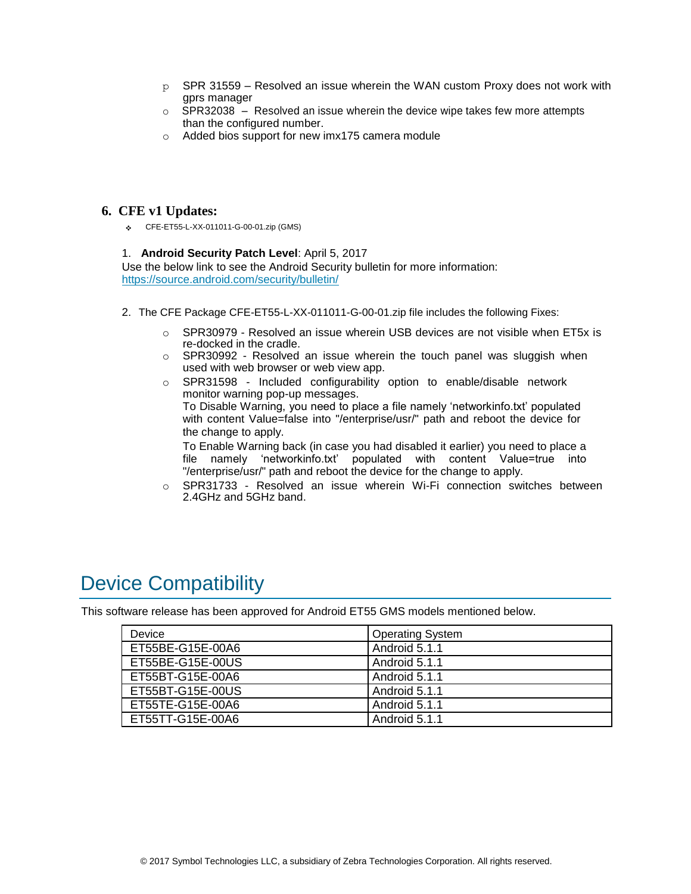- SPR 31559 – Resolved an issue wherein the WAN custom Proxy does not work with gprs manager
- SPR32038 – Resolved an issue wherein the device wipe takes few more attempts than the configured number.
- Added bios support for new imx175 camera module

## 6. CFE v1 Updates:

- CFE-ET55-L-XX-011011-G-00-01.zip (GMS)

1. **Android Security Patch Level**: April 5, 2017
   Use the below link to see the Android Security bulletin for more information: https://source.android.com/security/bulletin/

2. The CFE Package CFE-ET55-L-XX-011011-G-00-01.zip file includes the following Fixes:

   - SPR30979 - Resolved an issue wherein USB devices are not visible when ET5x is re-docked in the cradle.
   - SPR30992 - Resolved an issue wherein the touch panel was sluggish when used with web browser or web view app.
   - SPR31598 - Included configurability option to enable/disable network monitor warning pop-up messages.
     To Disable Warning, you need to place a file namely 'networkinfo.txt' populated with content Value=false into "/enterprise/usr/" path and reboot the device for the change to apply.
     To Enable Warning back (in case you had disabled it earlier) you need to place a file namely 'networkinfo.txt' populated with content Value=true into "/enterprise/usr/" path and reboot the device for the change to apply.
   - SPR31733 - Resolved an issue wherein Wi-Fi connection switches between 2.4GHz and 5GHz band.

# Device Compatibility

This software release has been approved for Android ET55 GMS models mentioned below.

| Device | Operating System |
|---|---|
| ET55BE-G15E-00A6 | Android 5.1.1 |
| ET55BE-G15E-00US | Android 5.1.1 |
| ET55BT-G15E-00A6 | Android 5.1.1 |
| ET55BT-G15E-00US | Android 5.1.1 |
| ET55TE-G15E-00A6 | Android 5.1.1 |
| ET55TT-G15E-00A6 | Android 5.1.1 |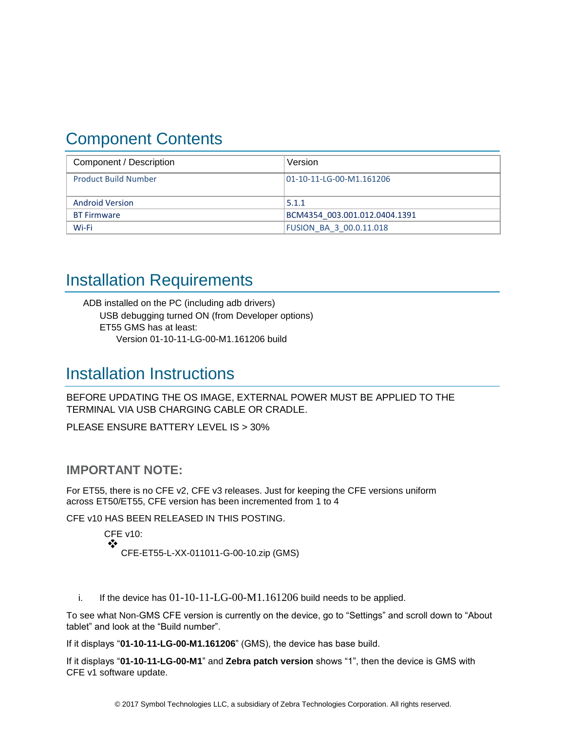## Component Contents

| Component / Description | Version |
|---|---|
| Product Build Number | 01-10-11-LG-00-M1.161206 |
| Android Version | 5.1.1 |
| BT Firmware | BCM4354_003.001.012.0404.1391 |
| Wi-Fi | FUSION_BA_3_00.0.11.018 |

## Installation Requirements

ADB installed on the PC (including adb drivers)

USB debugging turned ON (from Developer options)

ET55 GMS has at least:

Version 01-10-11-LG-00-M1.161206 build

## Installation Instructions

BEFORE UPDATING THE OS IMAGE, EXTERNAL POWER MUST BE APPLIED TO THE TERMINAL VIA USB CHARGING CABLE OR CRADLE.

PLEASE ENSURE BATTERY LEVEL IS > 30%

### IMPORTANT NOTE:

For ET55, there is no CFE v2, CFE v3 releases. Just for keeping the CFE versions uniform across ET50/ET55, CFE version has been incremented from 1 to 4

CFE v10 HAS BEEN RELEASED IN THIS POSTING.

CFE v10:

- CFE-ET55-L-XX-011011-G-00-10.zip (GMS)

i. If the device has 01-10-11-LG-00-M1.161206 build needs to be applied.

To see what Non-GMS CFE version is currently on the device, go to "Settings" and scroll down to "About tablet" and look at the "Build number".

If it displays "**01-10-11-LG-00-M1.161206**" (GMS), the device has base build.

If it displays "**01-10-11-LG-00-M1**" and **Zebra patch version** shows "1", then the device is GMS with CFE v1 software update.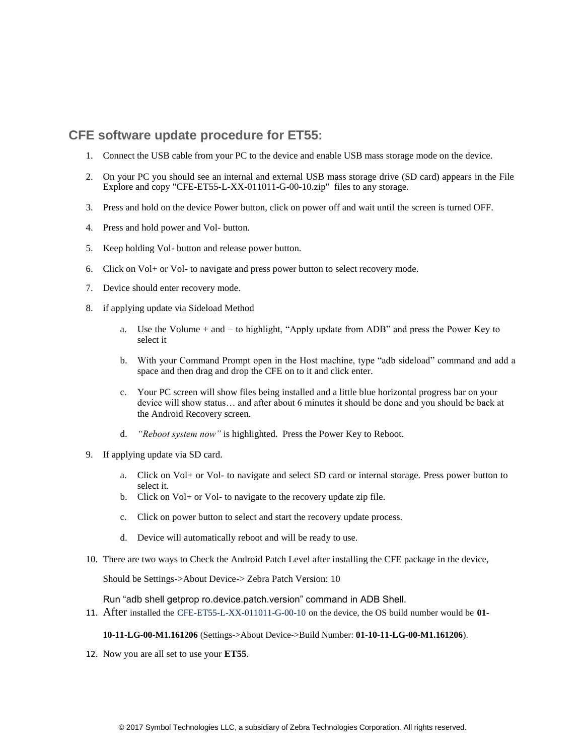## CFE software update procedure for ET55:

1. Connect the USB cable from your PC to the device and enable USB mass storage mode on the device.
2. On your PC you should see an internal and external USB mass storage drive (SD card) appears in the File Explore and copy "CFE-ET55-L-XX-011011-G-00-10.zip" files to any storage.
3. Press and hold on the device Power button, click on power off and wait until the screen is turned OFF.
4. Press and hold power and Vol- button.
5. Keep holding Vol- button and release power button.
6. Click on Vol+ or Vol- to navigate and press power button to select recovery mode.
7. Device should enter recovery mode.
8. if applying update via Sideload Method
   a. Use the Volume + and – to highlight, "Apply update from ADB" and press the Power Key to select it
   b. With your Command Prompt open in the Host machine, type "adb sideload" command and add a space and then drag and drop the CFE on to it and click enter.
   c. Your PC screen will show files being installed and a little blue horizontal progress bar on your device will show status… and after about 6 minutes it should be done and you should be back at the Android Recovery screen.
   d. *"Reboot system now"* is highlighted. Press the Power Key to Reboot.
9. If applying update via SD card.
   a. Click on Vol+ or Vol- to navigate and select SD card or internal storage. Press power button to select it.
   b. Click on Vol+ or Vol- to navigate to the recovery update zip file.
   c. Click on power button to select and start the recovery update process.
   d. Device will automatically reboot and will be ready to use.
10. There are two ways to Check the Android Patch Level after installing the CFE package in the device,

    Should be Settings->About Device-> Zebra Patch Version: 10

    Run "adb shell getprop ro.device.patch.version" command in ADB Shell.
11. After installed the CFE-ET55-L-XX-011011-G-00-10 on the device, the OS build number would be **01-10-11-LG-00-M1.161206** (Settings->About Device->Build Number: **01-10-11-LG-00-M1.161206**).
12. Now you are all set to use your **ET55**.

© 2017 Symbol Technologies LLC, a subsidiary of Zebra Technologies Corporation. All rights reserved.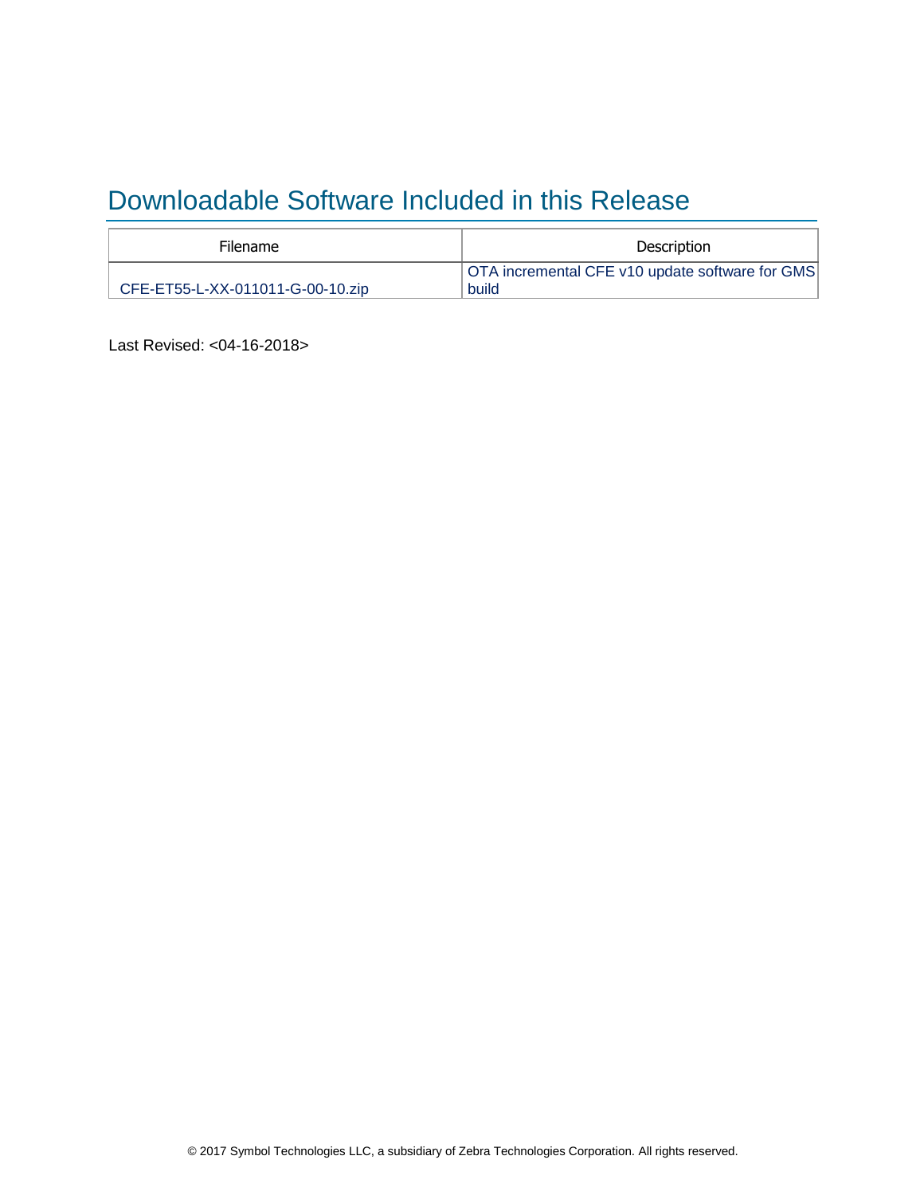# Downloadable Software Included in this Release

| Filename | Description |
| --- | --- |
| CFE-ET55-L-XX-011011-G-00-10.zip | OTA incremental CFE v10 update software for GMS build |

Last Revised: <04-16-2018>

© 2017 Symbol Technologies LLC, a subsidiary of Zebra Technologies Corporation. All rights reserved.